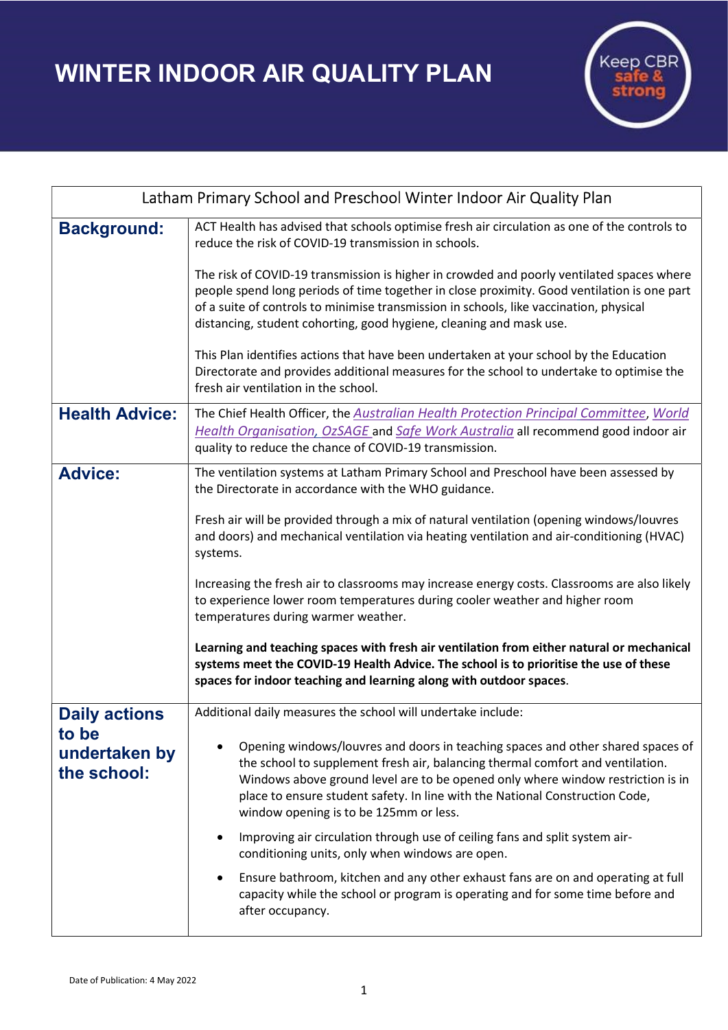# WINTER INDOOR AIR QUALITY PLAN

Keep CBR safe & strong

| Latham Primary School and Preschool Winter Indoor Air Quality Plan | |
|---|---|
| **Background:** | ACT Health has advised that schools optimise fresh air circulation as one of the controls to reduce the risk of COVID-19 transmission in schools.<br><br>The risk of COVID-19 transmission is higher in crowded and poorly ventilated spaces where people spend long periods of time together in close proximity. Good ventilation is one part of a suite of controls to minimise transmission in schools, like vaccination, physical distancing, student cohorting, good hygiene, cleaning and mask use.<br><br>This Plan identifies actions that have been undertaken at your school by the Education Directorate and provides additional measures for the school to undertake to optimise the fresh air ventilation in the school. |
| **Health Advice:** | The Chief Health Officer, the *Australian Health Protection Principal Committee*, *World Health Organisation, OzSAGE* and *Safe Work Australia* all recommend good indoor air quality to reduce the chance of COVID-19 transmission. |
| **Advice:** | The ventilation systems at Latham Primary School and Preschool have been assessed by the Directorate in accordance with the WHO guidance.<br><br>Fresh air will be provided through a mix of natural ventilation (opening windows/louvres and doors) and mechanical ventilation via heating ventilation and air-conditioning (HVAC) systems.<br><br>Increasing the fresh air to classrooms may increase energy costs. Classrooms are also likely to experience lower room temperatures during cooler weather and higher room temperatures during warmer weather.<br><br>**Learning and teaching spaces with fresh air ventilation from either natural or mechanical systems meet the COVID-19 Health Advice. The school is to prioritise the use of these spaces for indoor teaching and learning along with outdoor spaces**. |
| **Daily actions to be undertaken by the school:** | Additional daily measures the school will undertake include:<br><br>• Opening windows/louvres and doors in teaching spaces and other shared spaces of the school to supplement fresh air, balancing thermal comfort and ventilation. Windows above ground level are to be opened only where window restriction is in place to ensure student safety. In line with the National Construction Code, window opening is to be 125mm or less.<br><br>• Improving air circulation through use of ceiling fans and split system air-conditioning units, only when windows are open.<br><br>• Ensure bathroom, kitchen and any other exhaust fans are on and operating at full capacity while the school or program is operating and for some time before and after occupancy. |

Date of Publication: 4 May 2022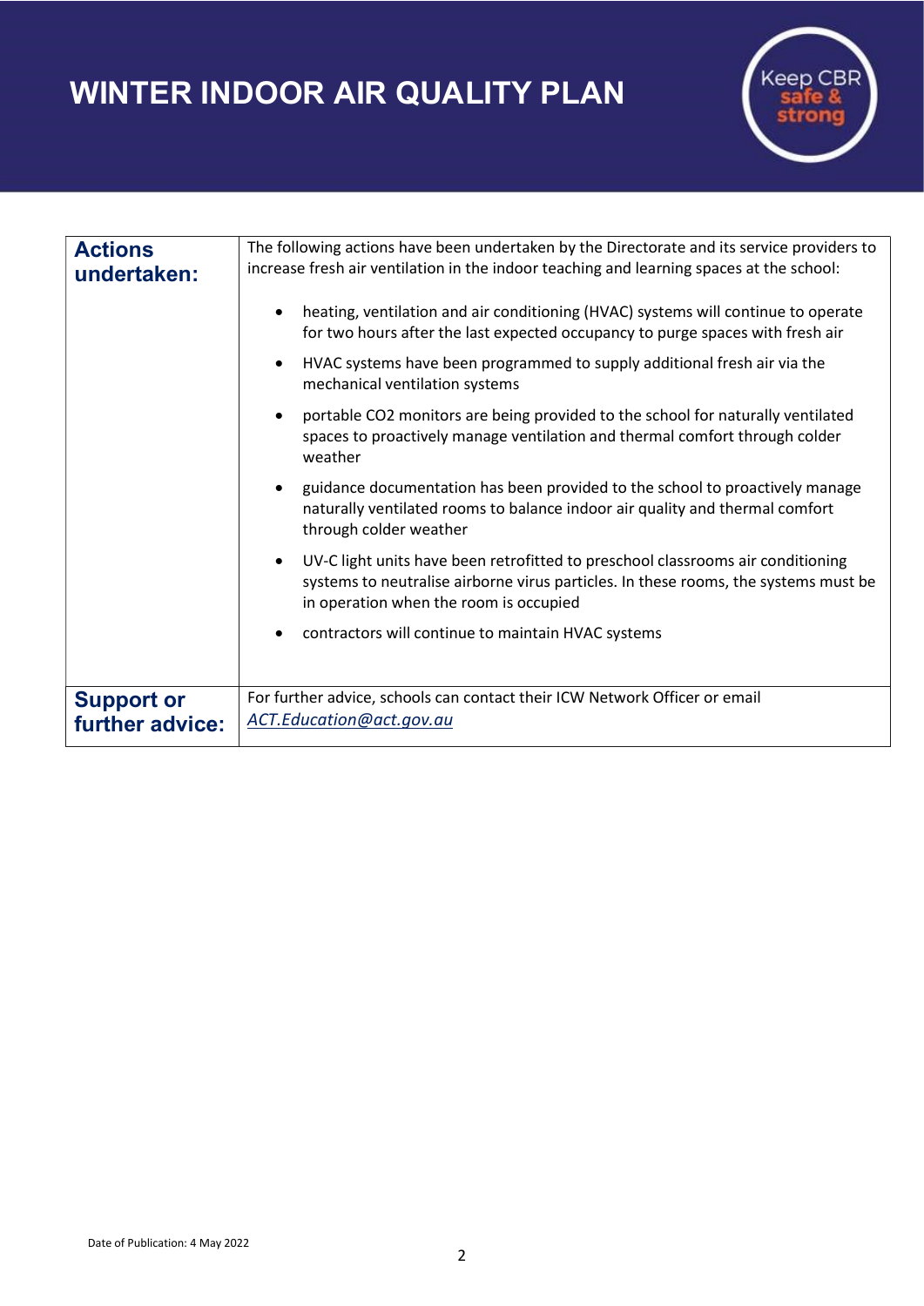# WINTER INDOOR AIR QUALITY PLAN

Keep CBR safe & strong

| | |
|---|---|
| **Actions undertaken:** | The following actions have been undertaken by the Directorate and its service providers to increase fresh air ventilation in the indoor teaching and learning spaces at the school:<br><br>• heating, ventilation and air conditioning (HVAC) systems will continue to operate for two hours after the last expected occupancy to purge spaces with fresh air<br>• HVAC systems have been programmed to supply additional fresh air via the mechanical ventilation systems<br>• portable $CO_2$ monitors are being provided to the school for naturally ventilated spaces to proactively manage ventilation and thermal comfort through colder weather<br>• guidance documentation has been provided to the school to proactively manage naturally ventilated rooms to balance indoor air quality and thermal comfort through colder weather<br>• UV-C light units have been retrofitted to preschool classrooms air conditioning systems to neutralise airborne virus particles. In these rooms, the systems must be in operation when the room is occupied<br>• contractors will continue to maintain HVAC systems |
| **Support or further advice:** | For further advice, schools can contact their ICW Network Officer or email *ACT.Education@act.gov.au* |

Date of Publication: 4 May 2022